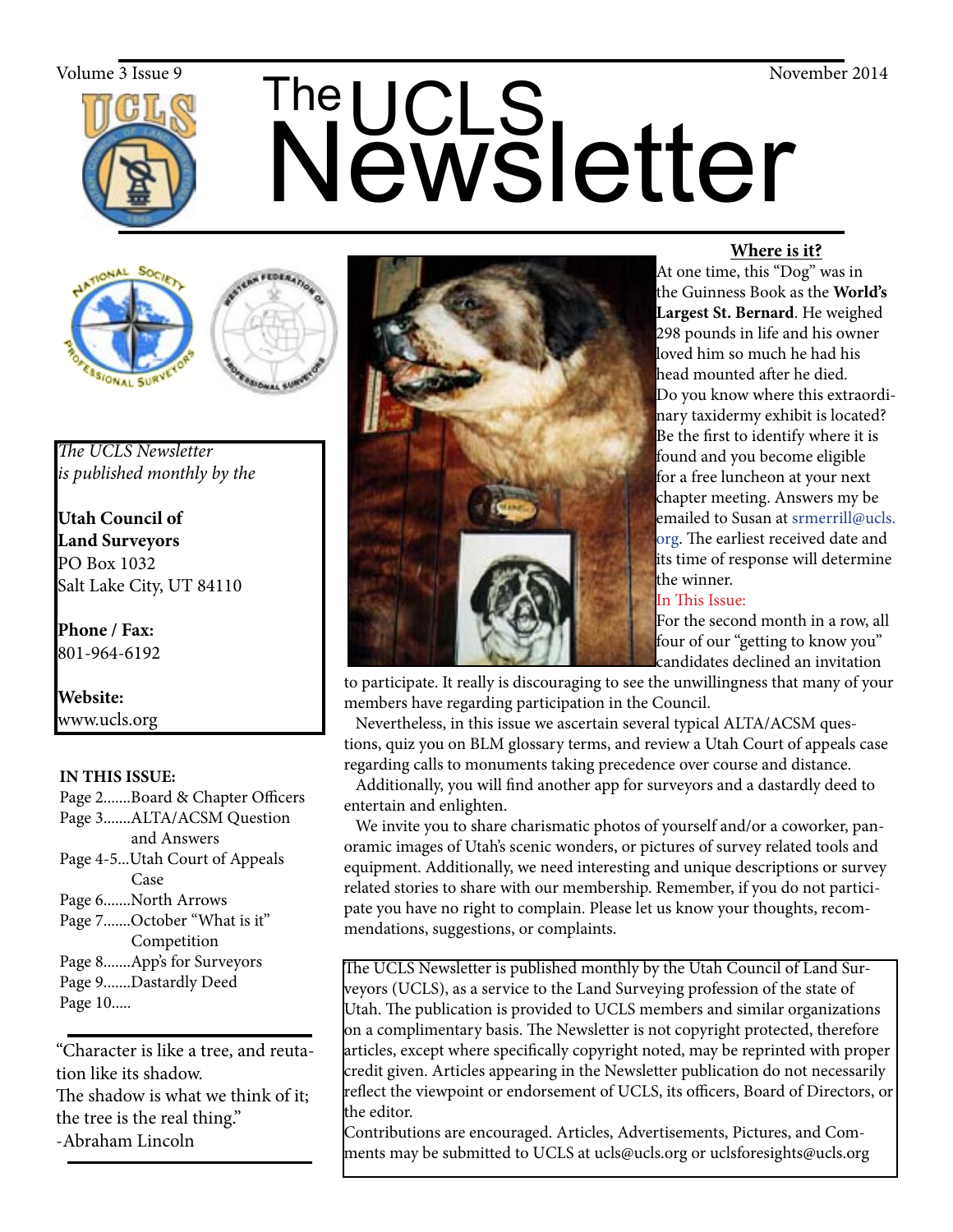Volume 3 Issue 9 November 2014

# The UCLS Newsletter

*The UCLS Newsletter is published monthly by the*

**Utah Council of Land Surveyors**
PO Box 1032
Salt Lake City, UT 84110

**Phone / Fax:**
801-964-6192

**Website:**
www.ucls.org

**IN THIS ISSUE:**

Page 2.......Board & Chapter Officers
Page 3.......ALTA/ACSM Question and Answers
Page 4-5...Utah Court of Appeals Case
Page 6.......North Arrows
Page 7.......October "What is it" Competition
Page 8.......App's for Surveyors
Page 9.......Dastardly Deed
Page 10.....

"Character is like a tree, and reputation like its shadow.
The shadow is what we think of it; the tree is the real thing."
-Abraham Lincoln

## Where is it?

At one time, this "Dog" was in the Guinness Book as the **World's Largest St. Bernard**. He weighed 298 pounds in life and his owner loved him so much he had his head mounted after he died. Do you know where this extraordinary taxidermy exhibit is located? Be the first to identify where it is found and you become eligible for a free luncheon at your next chapter meeting. Answers my be emailed to Susan at srmerrill@ucls.org. The earliest received date and its time of response will determine the winner.

In This Issue:

For the second month in a row, all four of our "getting to know you" candidates declined an invitation to participate. It really is discouraging to see the unwillingness that many of your members have regarding participation in the Council.

Nevertheless, in this issue we ascertain several typical ALTA/ACSM questions, quiz you on BLM glossary terms, and review a Utah Court of appeals case regarding calls to monuments taking precedence over course and distance.

Additionally, you will find another app for surveyors and a dastardly deed to entertain and enlighten.

We invite you to share charismatic photos of yourself and/or a coworker, panoramic images of Utah's scenic wonders, or pictures of survey related tools and equipment. Additionally, we need interesting and unique descriptions or survey related stories to share with our membership. Remember, if you do not participate you have no right to complain. Please let us know your thoughts, recommendations, suggestions, or complaints.

The UCLS Newsletter is published monthly by the Utah Council of Land Surveyors (UCLS), as a service to the Land Surveying profession of the state of Utah. The publication is provided to UCLS members and similar organizations on a complimentary basis. The Newsletter is not copyright protected, therefore articles, except where specifically copyright noted, may be reprinted with proper credit given. Articles appearing in the Newsletter publication do not necessarily reflect the viewpoint or endorsement of UCLS, its officers, Board of Directors, or the editor.
Contributions are encouraged. Articles, Advertisements, Pictures, and Comments may be submitted to UCLS at ucls@ucls.org or uclsforesights@ucls.org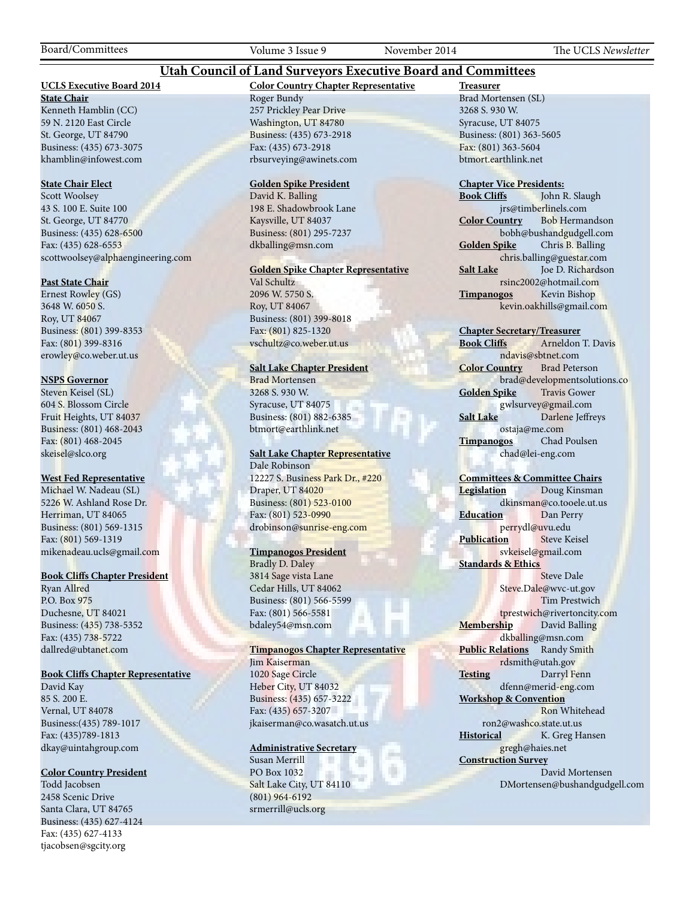# Utah Council of Land Surveyors Executive Board and Committees

**UCLS Executive Board 2014**

**State Chair**
Kenneth Hamblin (CC)
59 N. 2120 East Circle
St. George, UT 84790
Business: (435) 673-3075
khamblin@infowest.com

**State Chair Elect**
Scott Woolsey
43 S. 100 E. Suite 100
St. George, UT 84770
Business: (435) 628-6500
Fax: (435) 628-6553
scottwoolsey@alphaengineering.com

**Past State Chair**
Ernest Rowley (GS)
3648 W. 6050 S.
Roy, UT 84067
Business: (801) 399-8353
Fax: (801) 399-8316
erowley@co.weber.ut.us

**NSPS Governor**
Steven Keisel (SL)
604 S. Blossom Circle
Fruit Heights, UT 84037
Business: (801) 468-2043
Fax: (801) 468-2045
skeisel@slco.org

**West Fed Representative**
Michael W. Nadeau (SL)
5226 W. Ashland Rose Dr.
Herriman, UT 84065
Business: (801) 569-1315
Fax: (801) 569-1319
mikenadeau.ucls@gmail.com

**Book Cliffs Chapter President**
Ryan Allred
P.O. Box 975
Duchesne, UT 84021
Business: (435) 738-5352
Fax: (435) 738-5722
dallred@ubtanet.com

**Book Cliffs Chapter Representative**
David Kay
85 S. 200 E.
Vernal, UT 84078
Business:(435) 789-1017
Fax: (435)789-1813
dkay@uintahgroup.com

**Color Country President**
Todd Jacobsen
2458 Scenic Drive
Santa Clara, UT 84765
Business: (435) 627-4124
Fax: (435) 627-4133
tjacobsen@sgcity.org

**Color Country Chapter Representative**
Roger Bundy
257 Prickley Pear Drive
Washington, UT 84780
Business: (435) 673-2918
Fax: (435) 673-2918
rbsurveying@awinets.com

**Golden Spike President**
David K. Balling
198 E. Shadowbrook Lane
Kaysville, UT 84037
Business: (801) 295-7237
dkballing@msn.com

**Golden Spike Chapter Representative**
Val Schultz
2096 W. 5750 S.
Roy, UT 84067
Business: (801) 399-8018
Fax: (801) 825-1320
vschultz@co.weber.ut.us

**Salt Lake Chapter President**
Brad Mortensen
3268 S. 930 W.
Syracuse, UT 84075
Business: (801) 882-6385
btmort@earthlink.net

**Salt Lake Chapter Representative**
Dale Robinson
12227 S. Business Park Dr., #220
Draper, UT 84020
Business: (801) 523-0100
Fax: (801) 523-0990
drobinson@sunrise-eng.com

**Timpanogos President**
Bradly D. Daley
3814 Sage vista Lane
Cedar Hills, UT 84062
Business: (801) 566-5599
Fax: (801) 566-5581
bdaley54@msn.com

**Timpanogos Chapter Representative**
Jim Kaiserman
1020 Sage Circle
Heber City, UT 84032
Business: (435) 657-3222
Fax: (435) 657-3207
jkaiserman@co.wasatch.ut.us

**Administrative Secretary**
Susan Merrill
PO Box 1032
Salt Lake City, UT 84110
(801) 964-6192
srmerrill@ucls.org

**Treasurer**
Brad Mortensen (SL)
3268 S. 930 W.
Syracuse, UT 84075
Business: (801) 363-5605
Fax: (801) 363-5604
btmort.earthlink.net

**Chapter Vice Presidents:**
**Book Cliffs** John R. Slaugh
jrs@timberlinels.com
**Color Country** Bob Hermandson
bobh@bushandgudgell.com
**Golden Spike** Chris B. Balling
chris.balling@guestar.com
**Salt Lake** Joe D. Richardson
rsinc2002@hotmail.com
**Timpanogos** Kevin Bishop
kevin.oakhills@gmail.com

**Chapter Secretary/Treasurer**
**Book Cliffs** Arneldon T. Davis
ndavis@sbtnet.com
**Color Country** Brad Peterson
brad@developmentsolutions.co
**Golden Spike** Travis Gower
gwlsurvey@gmail.com
**Salt Lake** Darlene Jeffreys
ostaja@me.com
**Timpanogos** Chad Poulsen
chad@lei-eng.com

**Committees & Committee Chairs**
**Legislation** Doug Kinsman
dkinsman@co.tooele.ut.us
**Education** Dan Perry
perrydl@uvu.edu
**Publication** Steve Keisel
svkeisel@gmail.com
**Standards & Ethics**
Steve Dale
Steve.Dale@wvc-ut.gov
Tim Prestwich
tprestwich@rivertoncity.com
**Membership** David Balling
dkballing@msn.com
**Public Relations** Randy Smith
rdsmith@utah.gov
**Testing** Darryl Fenn
dfenn@merid-eng.com
**Workshop & Convention**
Ron Whitehead
ron2@washco.state.ut.us
**Historical** K. Greg Hansen
gregh@haies.net
**Construction Survey**
David Mortensen
DMortensen@bushandgudgell.com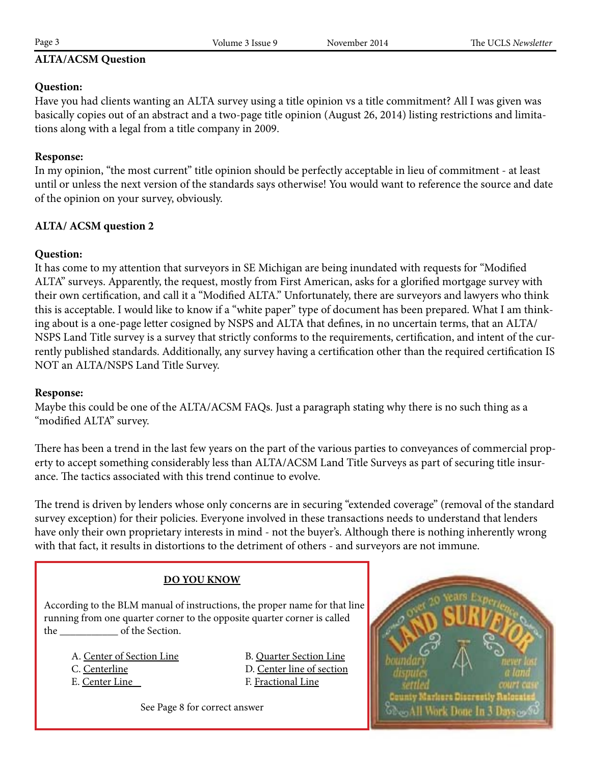**ALTA/ACSM Question**

**Question:**
Have you had clients wanting an ALTA survey using a title opinion vs a title commitment? All I was given was basically copies out of an abstract and a two-page title opinion (August 26, 2014) listing restrictions and limitations along with a legal from a title company in 2009.

**Response:**
In my opinion, "the most current" title opinion should be perfectly acceptable in lieu of commitment - at least until or unless the next version of the standards says otherwise! You would want to reference the source and date of the opinion on your survey, obviously.

**ALTA/ ACSM question 2**

**Question:**
It has come to my attention that surveyors in SE Michigan are being inundated with requests for "Modified ALTA" surveys. Apparently, the request, mostly from First American, asks for a glorified mortgage survey with their own certification, and call it a "Modified ALTA." Unfortunately, there are surveyors and lawyers who think this is acceptable. I would like to know if a "white paper" type of document has been prepared. What I am thinking about is a one-page letter cosigned by NSPS and ALTA that defines, in no uncertain terms, that an ALTA/ NSPS Land Title survey is a survey that strictly conforms to the requirements, certification, and intent of the currently published standards. Additionally, any survey having a certification other than the required certification IS NOT an ALTA/NSPS Land Title Survey.

**Response:**
Maybe this could be one of the ALTA/ACSM FAQs. Just a paragraph stating why there is no such thing as a "modified ALTA" survey.

There has been a trend in the last few years on the part of the various parties to conveyances of commercial property to accept something considerably less than ALTA/ACSM Land Title Surveys as part of securing title insurance. The tactics associated with this trend continue to evolve.

The trend is driven by lenders whose only concerns are in securing "extended coverage" (removal of the standard survey exception) for their policies. Everyone involved in these transactions needs to understand that lenders have only their own proprietary interests in mind - not the buyer's. Although there is nothing inherently wrong with that fact, it results in distortions to the detriment of others - and surveyors are not immune.

**DO YOU KNOW**

According to the BLM manual of instructions, the proper name for that line running from one quarter corner to the opposite quarter corner is called the ___________ of the Section.

A. Center of Section Line
B. Quarter Section Line
C. Centerline
D. Center line of section
E. Center Line
F. Fractional Line

See Page 8 for correct answer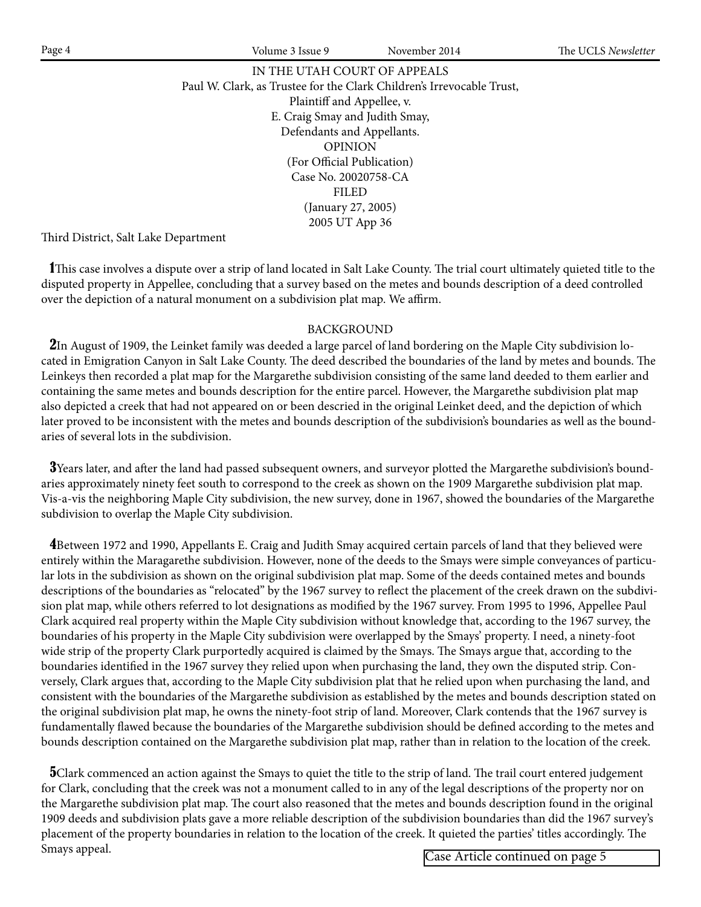IN THE UTAH COURT OF APPEALS

Paul W. Clark, as Trustee for the Clark Children's Irrevocable Trust,

Plaintiff and Appellee, v.

E. Craig Smay and Judith Smay,

Defendants and Appellants.

OPINION

(For Official Publication)

Case No. 20020758-CA

FILED

(January 27, 2005)

2005 UT App 36

Third District, Salt Lake Department

**1**This case involves a dispute over a strip of land located in Salt Lake County. The trial court ultimately quieted title to the disputed property in Appellee, concluding that a survey based on the metes and bounds description of a deed controlled over the depiction of a natural monument on a subdivision plat map. We affirm.

BACKGROUND

**2**In August of 1909, the Leinket family was deeded a large parcel of land bordering on the Maple City subdivision located in Emigration Canyon in Salt Lake County. The deed described the boundaries of the land by metes and bounds. The Leinkeys then recorded a plat map for the Margarethe subdivision consisting of the same land deeded to them earlier and containing the same metes and bounds description for the entire parcel. However, the Margarethe subdivision plat map also depicted a creek that had not appeared on or been descried in the original Leinket deed, and the depiction of which later proved to be inconsistent with the metes and bounds description of the subdivision's boundaries as well as the boundaries of several lots in the subdivision.

**3**Years later, and after the land had passed subsequent owners, and surveyor plotted the Margarethe subdivision's boundaries approximately ninety feet south to correspond to the creek as shown on the 1909 Margarethe subdivision plat map. Vis-a-vis the neighboring Maple City subdivision, the new survey, done in 1967, showed the boundaries of the Margarethe subdivision to overlap the Maple City subdivision.

**4**Between 1972 and 1990, Appellants E. Craig and Judith Smay acquired certain parcels of land that they believed were entirely within the Maragarethe subdivision. However, none of the deeds to the Smays were simple conveyances of particular lots in the subdivision as shown on the original subdivision plat map. Some of the deeds contained metes and bounds descriptions of the boundaries as "relocated" by the 1967 survey to reflect the placement of the creek drawn on the subdivision plat map, while others referred to lot designations as modified by the 1967 survey. From 1995 to 1996, Appellee Paul Clark acquired real property within the Maple City subdivision without knowledge that, according to the 1967 survey, the boundaries of his property in the Maple City subdivision were overlapped by the Smays' property. I need, a ninety-foot wide strip of the property Clark purportedly acquired is claimed by the Smays. The Smays argue that, according to the boundaries identified in the 1967 survey they relied upon when purchasing the land, they own the disputed strip. Conversely, Clark argues that, according to the Maple City subdivision plat that he relied upon when purchasing the land, and consistent with the boundaries of the Margarethe subdivision as established by the metes and bounds description stated on the original subdivision plat map, he owns the ninety-foot strip of land. Moreover, Clark contends that the 1967 survey is fundamentally flawed because the boundaries of the Margarethe subdivision should be defined according to the metes and bounds description contained on the Margarethe subdivision plat map, rather than in relation to the location of the creek.

**5**Clark commenced an action against the Smays to quiet the title to the strip of land. The trail court entered judgement for Clark, concluding that the creek was not a monument called to in any of the legal descriptions of the property nor on the Margarethe subdivision plat map. The court also reasoned that the metes and bounds description found in the original 1909 deeds and subdivision plats gave a more reliable description of the subdivision boundaries than did the 1967 survey's placement of the property boundaries in relation to the location of the creek. It quieted the parties' titles accordingly. The Smays appeal.

Case Article continued on page 5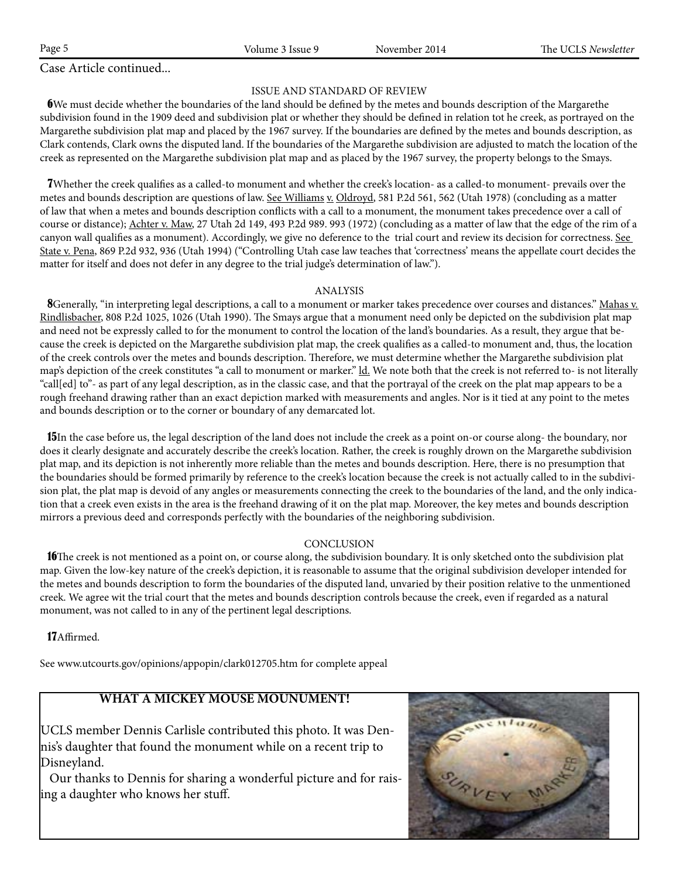Case Article continued...

## ISSUE AND STANDARD OF REVIEW

**6**We must decide whether the boundaries of the land should be defined by the metes and bounds description of the Margarethe subdivision found in the 1909 deed and subdivision plat or whether they should be defined in relation tot he creek, as portrayed on the Margarethe subdivision plat map and placed by the 1967 survey. If the boundaries are defined by the metes and bounds description, as Clark contends, Clark owns the disputed land. If the boundaries of the Margarethe subdivision are adjusted to match the location of the creek as represented on the Margarethe subdivision plat map and as placed by the 1967 survey, the property belongs to the Smays.

**7**Whether the creek qualifies as a called-to monument and whether the creek's location- as a called-to monument- prevails over the metes and bounds description are questions of law. See Williams v. Oldroyd, 581 P.2d 561, 562 (Utah 1978) (concluding as a matter of law that when a metes and bounds description conflicts with a call to a monument, the monument takes precedence over a call of course or distance); Achter v. Maw, 27 Utah 2d 149, 493 P.2d 989. 993 (1972) (concluding as a matter of law that the edge of the rim of a canyon wall qualifies as a monument). Accordingly, we give no deference to the trial court and review its decision for correctness. See State v. Pena, 869 P.2d 932, 936 (Utah 1994) ("Controlling Utah case law teaches that 'correctness' means the appellate court decides the matter for itself and does not defer in any degree to the trial judge's determination of law.").

## ANALYSIS

**8**Generally, "in interpreting legal descriptions, a call to a monument or marker takes precedence over courses and distances." Mahas v. Rindlisbacher, 808 P.2d 1025, 1026 (Utah 1990). The Smays argue that a monument need only be depicted on the subdivision plat map and need not be expressly called to for the monument to control the location of the land's boundaries. As a result, they argue that because the creek is depicted on the Margarethe subdivision plat map, the creek qualifies as a called-to monument and, thus, the location of the creek controls over the metes and bounds description. Therefore, we must determine whether the Margarethe subdivision plat map's depiction of the creek constitutes "a call to monument or marker." Id. We note both that the creek is not referred to- is not literally "call[ed] to"- as part of any legal description, as in the classic case, and that the portrayal of the creek on the plat map appears to be a rough freehand drawing rather than an exact depiction marked with measurements and angles. Nor is it tied at any point to the metes and bounds description or to the corner or boundary of any demarcated lot.

**15**In the case before us, the legal description of the land does not include the creek as a point on-or course along- the boundary, nor does it clearly designate and accurately describe the creek's location. Rather, the creek is roughly drown on the Margarethe subdivision plat map, and its depiction is not inherently more reliable than the metes and bounds description. Here, there is no presumption that the boundaries should be formed primarily by reference to the creek's location because the creek is not actually called to in the subdivision plat, the plat map is devoid of any angles or measurements connecting the creek to the boundaries of the land, and the only indication that a creek even exists in the area is the freehand drawing of it on the plat map. Moreover, the key metes and bounds description mirrors a previous deed and corresponds perfectly with the boundaries of the neighboring subdivision.

## CONCLUSION

**16**The creek is not mentioned as a point on, or course along, the subdivision boundary. It is only sketched onto the subdivision plat map. Given the low-key nature of the creek's depiction, it is reasonable to assume that the original subdivision developer intended for the metes and bounds description to form the boundaries of the disputed land, unvaried by their position relative to the unmentioned creek. We agree wit the trial court that the metes and bounds description controls because the creek, even if regarded as a natural monument, was not called to in any of the pertinent legal descriptions.

**17**Affirmed.

See www.utcourts.gov/opinions/appopin/clark012705.htm for complete appeal

## WHAT A MICKEY MOUSE MOUNUMENT!

UCLS member Dennis Carlisle contributed this photo. It was Dennis's daughter that found the monument while on a recent trip to Disneyland.

Our thanks to Dennis for sharing a wonderful picture and for raising a daughter who knows her stuff.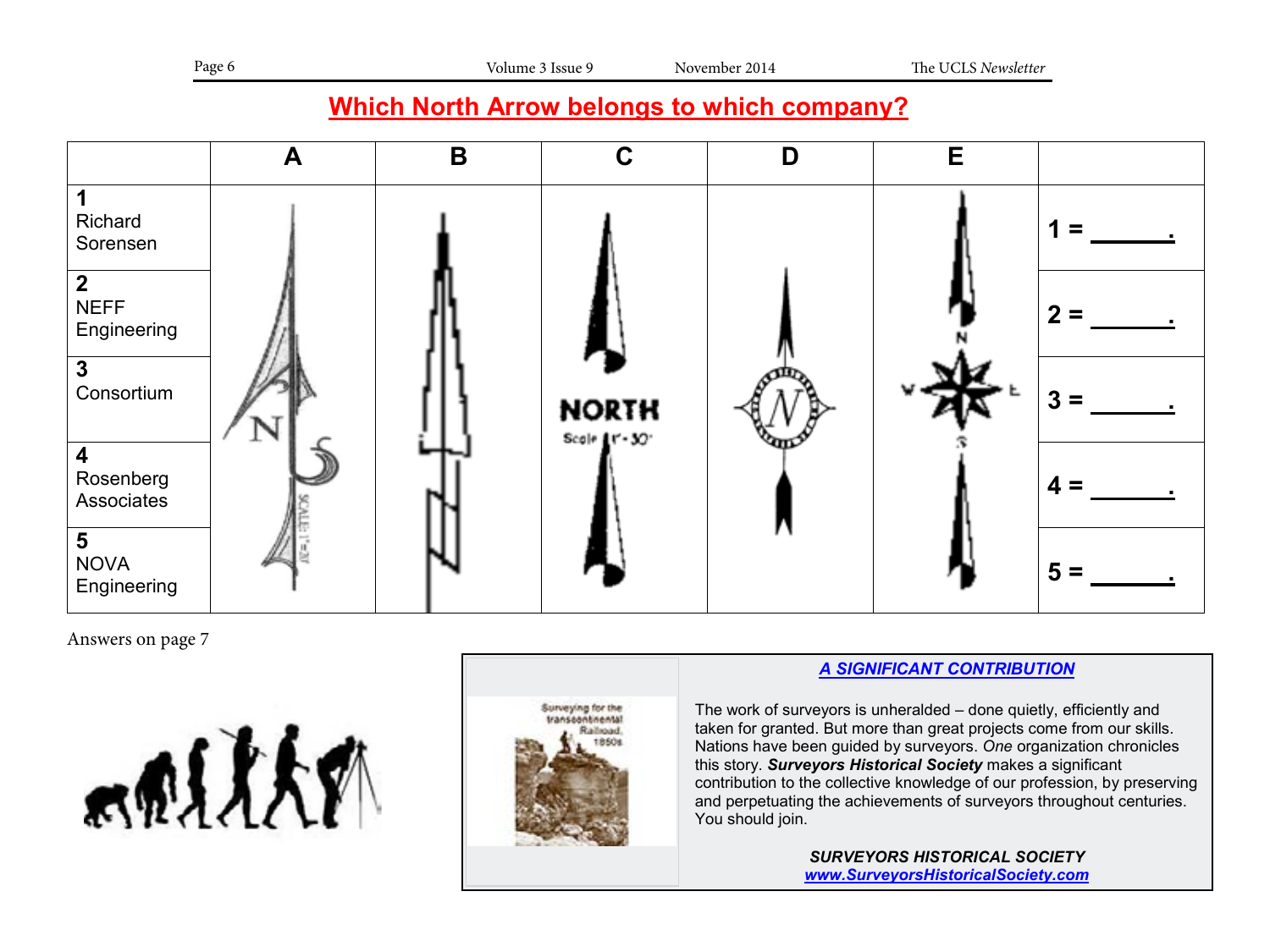# Which North Arrow belongs to which company?

| | A | B | C | D | E | |
|---|---|---|---|---|---|---|
| 1 Richard Sorensen | | | | | | 1 = ______. |
| 2 NEFF Engineering | | | | | | 2 = ______. |
| 3 Consortium | | | | | | 3 = ______. |
| 4 Rosenberg Associates | | | | | | 4 = ______. |
| 5 NOVA Engineering | | | | | | 5 = ______. |

Answers on page 7

## A SIGNIFICANT CONTRIBUTION

Surveying for the transcontinental Railroad, 1850s

The work of surveyors is unheralded – done quietly, efficiently and taken for granted. But more than great projects come from our skills. Nations have been guided by surveyors. *One* organization chronicles this story. ***Surveyors Historical Society*** makes a significant contribution to the collective knowledge of our profession, by preserving and perpetuating the achievements of surveyors throughout centuries. You should join.

***SURVEYORS HISTORICAL SOCIETY***
***www.SurveyorsHistoricalSociety.com***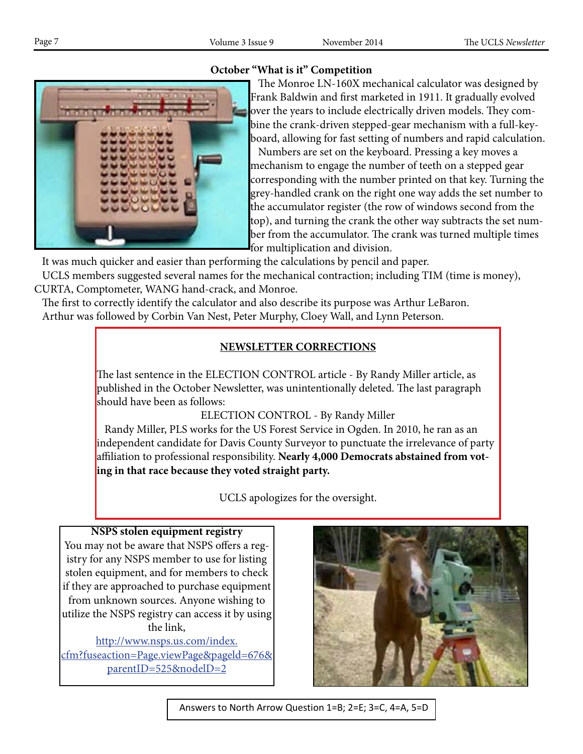## October "What is it" Competition

The Monroe LN-160X mechanical calculator was designed by Frank Baldwin and first marketed in 1911. It gradually evolved over the years to include electrically driven models. They combine the crank-driven stepped-gear mechanism with a full-keyboard, allowing for fast setting of numbers and rapid calculation.

Numbers are set on the keyboard. Pressing a key moves a mechanism to engage the number of teeth on a stepped gear corresponding with the number printed on that key. Turning the grey-handled crank on the right one way adds the set number to the accumulator register (the row of windows second from the top), and turning the crank the other way subtracts the set number from the accumulator. The crank was turned multiple times for multiplication and division.

It was much quicker and easier than performing the calculations by pencil and paper.

UCLS members suggested several names for the mechanical contraction; including TIM (time is money), CURTA, Comptometer, WANG hand-crack, and Monroe.

The first to correctly identify the calculator and also describe its purpose was Arthur LeBaron.

Arthur was followed by Corbin Van Nest, Peter Murphy, Cloey Wall, and Lynn Peterson.

## NEWSLETTER CORRECTIONS

The last sentence in the ELECTION CONTROL article - By Randy Miller article, as published in the October Newsletter, was unintentionally deleted. The last paragraph should have been as follows:

ELECTION CONTROL - By Randy Miller

Randy Miller, PLS works for the US Forest Service in Ogden. In 2010, he ran as an independent candidate for Davis County Surveyor to punctuate the irrelevance of party affiliation to professional responsibility. **Nearly 4,000 Democrats abstained from voting in that race because they voted straight party.**

UCLS apologizes for the oversight.

### NSPS stolen equipment registry

You may not be aware that NSPS offers a registry for any NSPS member to use for listing stolen equipment, and for members to check if they are approached to purchase equipment from unknown sources. Anyone wishing to utilize the NSPS registry can access it by using the link,

http://www.nsps.us.com/index.cfm?fuseaction=Page.viewPage&pageId=676&parentID=525&nodeID=2

Answers to North Arrow Question 1=B; 2=E; 3=C, 4=A, 5=D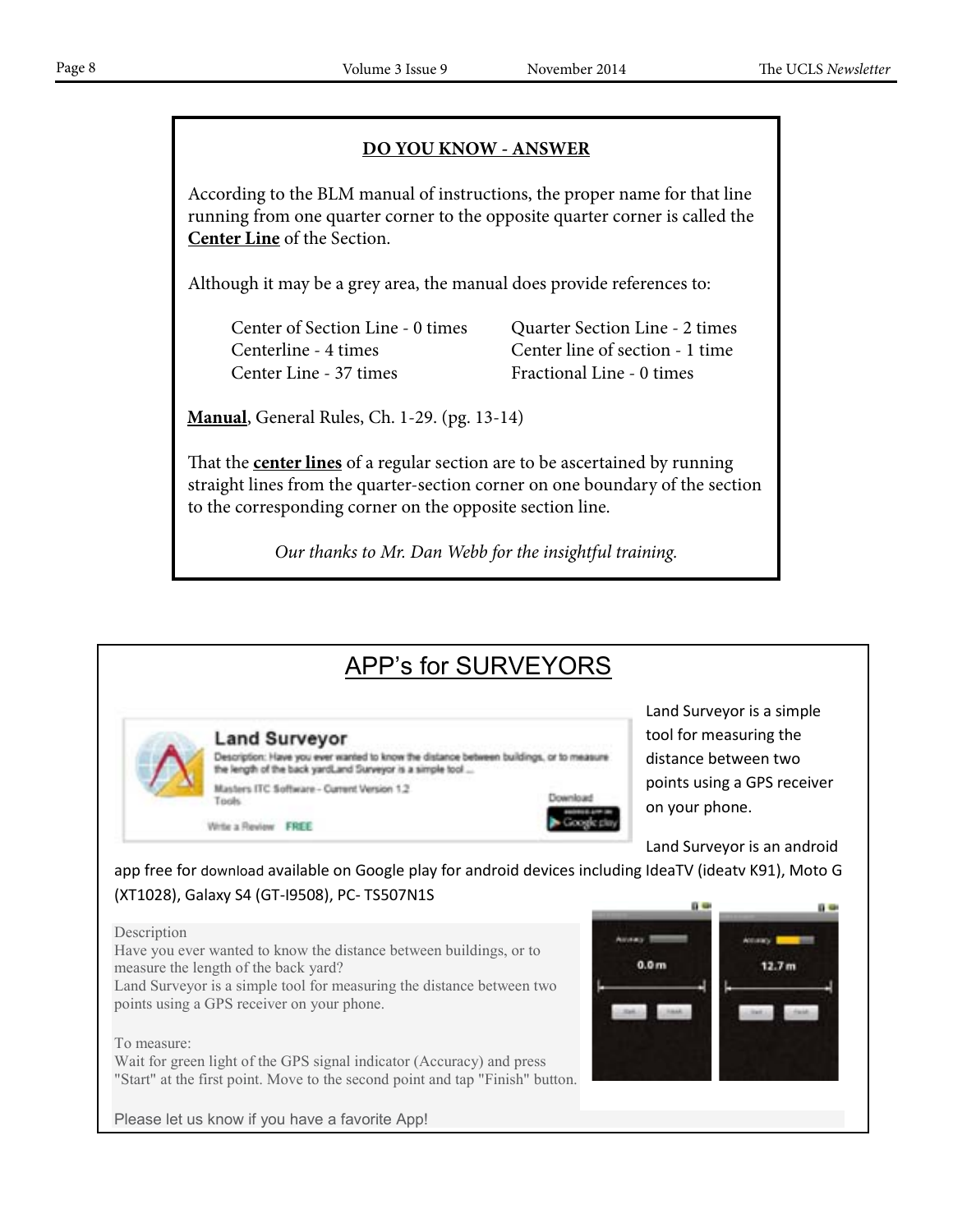## DO YOU KNOW - ANSWER

According to the BLM manual of instructions, the proper name for that line running from one quarter corner to the opposite quarter corner is called the **Center Line** of the Section.

Although it may be a grey area, the manual does provide references to:

Center of Section Line - 0 times
Centerline - 4 times
Center Line - 37 times
Quarter Section Line - 2 times
Center line of section - 1 time
Fractional Line - 0 times

**Manual**, General Rules, Ch. 1-29. (pg. 13-14)

That the **center lines** of a regular section are to be ascertained by running straight lines from the quarter-section corner on one boundary of the section to the corresponding corner on the opposite section line.

*Our thanks to Mr. Dan Webb for the insightful training.*

## APP's for SURVEYORS

**Land Surveyor**
Description: Have you ever wanted to know the distance between buildings, or to measure the length of the back yardLand Surveyor is a simple tool ...
Masters ITC Software - Current Version 1.2
Tools
Write a Review FREE
Download

Land Surveyor is a simple tool for measuring the distance between two points using a GPS receiver on your phone.

Land Surveyor is an android app free for download available on Google play for android devices including IdeaTV (ideatv K91), Moto G (XT1028), Galaxy S4 (GT-I9508), PC- TS507N1S

Description
Have you ever wanted to know the distance between buildings, or to measure the length of the back yard?
Land Surveyor is a simple tool for measuring the distance between two points using a GPS receiver on your phone.

To measure:
Wait for green light of the GPS signal indicator (Accuracy) and press "Start" at the first point. Move to the second point and tap "Finish" button.

Please let us know if you have a favorite App!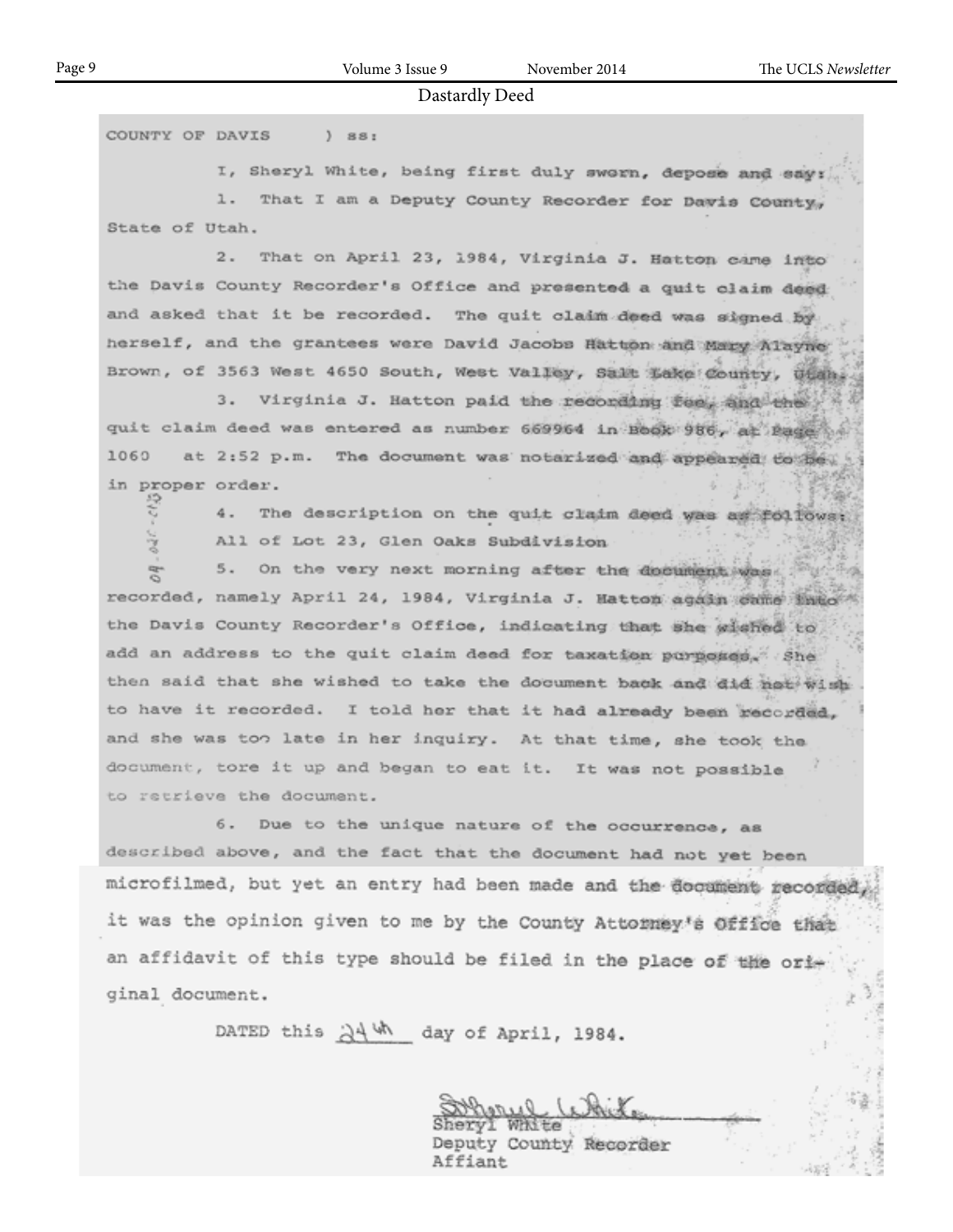## Dastardly Deed

COUNTY OF DAVIS ) ss:

I, Sheryl White, being first duly sworn, depose and say:

1. That I am a Deputy County Recorder for Davis County, State of Utah.

2. That on April 23, 1984, Virginia J. Hatton came into the Davis County Recorder's Office and presented a quit claim deed and asked that it be recorded. The quit claim deed was signed by herself, and the grantees were David Jacobs Hatton and Mary Alayne Brown, of 3563 West 4650 South, West Valley, Salt Lake County, Utah.

3. Virginia J. Hatton paid the recording fee, and the quit claim deed was entered as number 669964 in Book 986, at Page 1060 at 2:52 p.m. The document was notarized and appeared to be in proper order.

4. The description on the quit claim deed was as follows:
All of Lot 23, Glen Oaks Subdivision

5. On the very next morning after the document was recorded, namely April 24, 1984, Virginia J. Hatton again came into the Davis County Recorder's Office, indicating that she wished to add an address to the quit claim deed for taxation purposes. She then said that she wished to take the document back and did not wish to have it recorded. I told her that it had already been recorded, and she was too late in her inquiry. At that time, she took the document, tore it up and began to eat it. It was not possible to retrieve the document.

6. Due to the unique nature of the occurrence, as described above, and the fact that the document had not yet been microfilmed, but yet an entry had been made and the document recorded, it was the opinion given to me by the County Attorney's Office that an affidavit of this type should be filed in the place of the original document.

DATED this 24th day of April, 1984.

Sheryl White
Deputy County Recorder
Affiant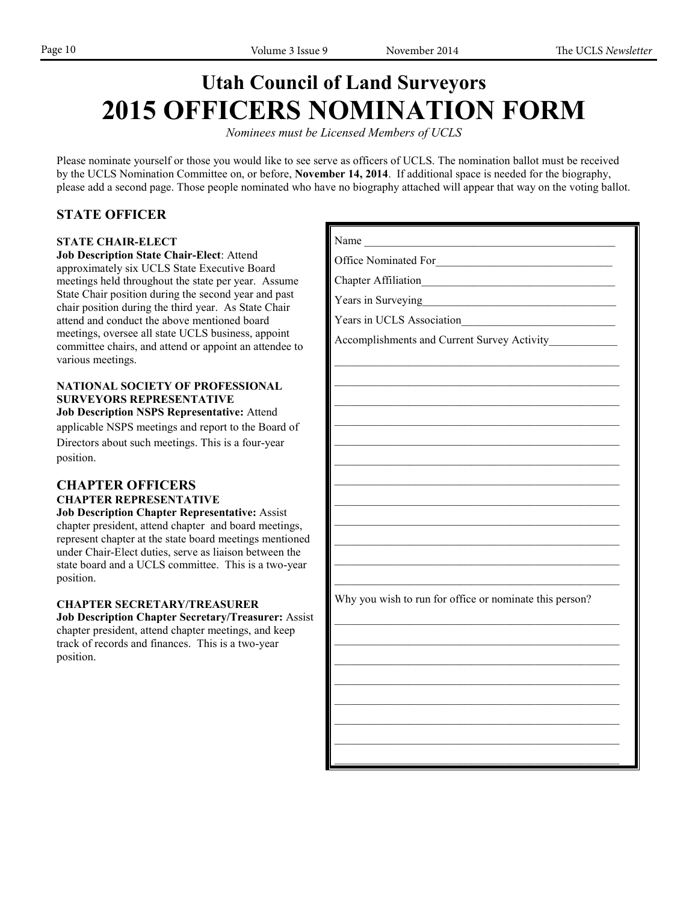# Utah Council of Land Surveyors

# 2015 OFFICERS NOMINATION FORM

*Nominees must be Licensed Members of UCLS*

Please nominate yourself or those you would like to see serve as officers of UCLS. The nomination ballot must be received by the UCLS Nomination Committee on, or before, **November 14, 2014**. If additional space is needed for the biography, please add a second page. Those people nominated who have no biography attached will appear that way on the voting ballot.

## STATE OFFICER

### STATE CHAIR-ELECT

**Job Description State Chair-Elect**: Attend approximately six UCLS State Executive Board meetings held throughout the state per year. Assume State Chair position during the second year and past chair position during the third year. As State Chair attend and conduct the above mentioned board meetings, oversee all state UCLS business, appoint committee chairs, and attend or appoint an attendee to various meetings.

### NATIONAL SOCIETY OF PROFESSIONAL SURVEYORS REPRESENTATIVE

**Job Description NSPS Representative:** Attend applicable NSPS meetings and report to the Board of Directors about such meetings. This is a four-year position.

## CHAPTER OFFICERS

### CHAPTER REPRESENTATIVE

**Job Description Chapter Representative:** Assist chapter president, attend chapter and board meetings, represent chapter at the state board meetings mentioned under Chair-Elect duties, serve as liaison between the state board and a UCLS committee. This is a two-year position.

### CHAPTER SECRETARY/TREASURER

**Job Description Chapter Secretary/Treasurer:** Assist chapter president, attend chapter meetings, and keep track of records and finances. This is a two-year position.

Name ____________________________________________

Office Nominated For______________________________

Chapter Affiliation________________________________

Years in Surveying________________________________

Years in UCLS Association__________________________

Accomplishments and Current Survey Activity___________

__________________________________________________

__________________________________________________

__________________________________________________

__________________________________________________

__________________________________________________

__________________________________________________

__________________________________________________

__________________________________________________

__________________________________________________

__________________________________________________

__________________________________________________

__________________________________________________

Why you wish to run for office or nominate this person?

__________________________________________________

__________________________________________________

__________________________________________________

__________________________________________________

__________________________________________________

__________________________________________________

__________________________________________________

__________________________________________________